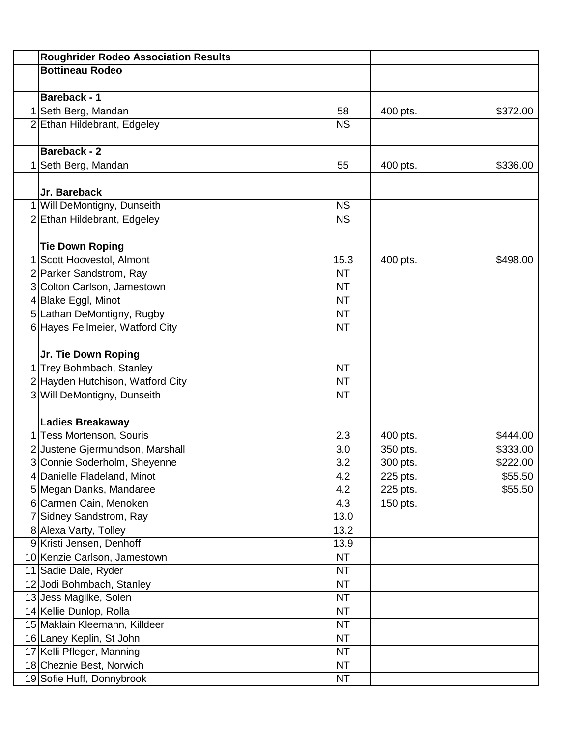| | Roughrider Rodeo Association Results | | | | |
|---|---|---|---|---|---|
| | **Bottineau Rodeo** | | | | |
| | | | | | |
| | **Bareback - 1** | | | | |
| 1 | Seth Berg, Mandan | 58 | 400 pts. | | $372.00 |
| 2 | Ethan Hildebrant, Edgeley | NS | | | |
| | | | | | |
| | **Bareback - 2** | | | | |
| 1 | Seth Berg, Mandan | 55 | 400 pts. | | $336.00 |
| | | | | | |
| | **Jr. Bareback** | | | | |
| 1 | Will DeMontigny, Dunseith | NS | | | |
| 2 | Ethan Hildebrant, Edgeley | NS | | | |
| | | | | | |
| | **Tie Down Roping** | | | | |
| 1 | Scott Hoovestol, Almont | 15.3 | 400 pts. | | $498.00 |
| 2 | Parker Sandstrom, Ray | NT | | | |
| 3 | Colton Carlson, Jamestown | NT | | | |
| 4 | Blake Eggl, Minot | NT | | | |
| 5 | Lathan DeMontigny, Rugby | NT | | | |
| 6 | Hayes Feilmeier, Watford City | NT | | | |
| | | | | | |
| | **Jr. Tie Down Roping** | | | | |
| 1 | Trey Bohmbach, Stanley | NT | | | |
| 2 | Hayden Hutchison, Watford City | NT | | | |
| 3 | Will DeMontigny, Dunseith | NT | | | |
| | | | | | |
| | **Ladies Breakaway** | | | | |
| 1 | Tess Mortenson, Souris | 2.3 | 400 pts. | | $444.00 |
| 2 | Justene Gjermundson, Marshall | 3.0 | 350 pts. | | $333.00 |
| 3 | Connie Soderholm, Sheyenne | 3.2 | 300 pts. | | $222.00 |
| 4 | Danielle Fladeland, Minot | 4.2 | 225 pts. | | $55.50 |
| 5 | Megan Danks, Mandaree | 4.2 | 225 pts. | | $55.50 |
| 6 | Carmen Cain, Menoken | 4.3 | 150 pts. | | |
| 7 | Sidney Sandstrom, Ray | 13.0 | | | |
| 8 | Alexa Varty, Tolley | 13.2 | | | |
| 9 | Kristi Jensen, Denhoff | 13.9 | | | |
| 10 | Kenzie Carlson, Jamestown | NT | | | |
| 11 | Sadie Dale, Ryder | NT | | | |
| 12 | Jodi Bohmbach, Stanley | NT | | | |
| 13 | Jess Magilke, Solen | NT | | | |
| 14 | Kellie Dunlop, Rolla | NT | | | |
| 15 | Maklain Kleemann, Killdeer | NT | | | |
| 16 | Laney Keplin, St John | NT | | | |
| 17 | Kelli Pfleger, Manning | NT | | | |
| 18 | Cheznie Best, Norwich | NT | | | |
| 19 | Sofie Huff, Donnybrook | NT | | | |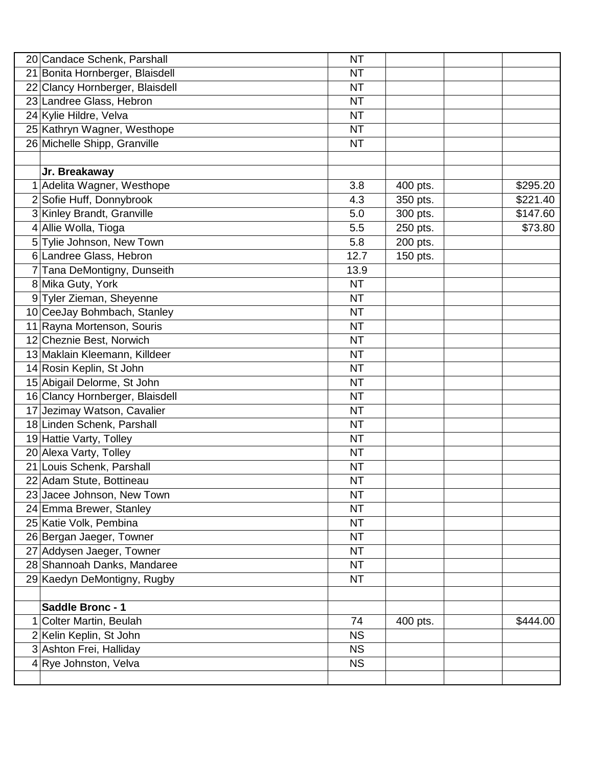| | | | | | |
|---|---|---|---|---|---|
| 20 | Candace Schenk, Parshall | NT | | | |
| 21 | Bonita Hornberger, Blaisdell | NT | | | |
| 22 | Clancy Hornberger, Blaisdell | NT | | | |
| 23 | Landree Glass, Hebron | NT | | | |
| 24 | Kylie Hildre, Velva | NT | | | |
| 25 | Kathryn Wagner, Westhope | NT | | | |
| 26 | Michelle Shipp, Granville | NT | | | |
| | | | | | |
| | **Jr. Breakaway** | | | | |
| 1 | Adelita Wagner, Westhope | 3.8 | 400 pts. | | $295.20 |
| 2 | Sofie Huff, Donnybrook | 4.3 | 350 pts. | | $221.40 |
| 3 | Kinley Brandt, Granville | 5.0 | 300 pts. | | $147.60 |
| 4 | Allie Wolla, Tioga | 5.5 | 250 pts. | | $73.80 |
| 5 | Tylie Johnson, New Town | 5.8 | 200 pts. | | |
| 6 | Landree Glass, Hebron | 12.7 | 150 pts. | | |
| 7 | Tana DeMontigny, Dunseith | 13.9 | | | |
| 8 | Mika Guty, York | NT | | | |
| 9 | Tyler Zieman, Sheyenne | NT | | | |
| 10 | CeeJay Bohmbach, Stanley | NT | | | |
| 11 | Rayna Mortenson, Souris | NT | | | |
| 12 | Cheznie Best, Norwich | NT | | | |
| 13 | Maklain Kleemann, Killdeer | NT | | | |
| 14 | Rosin Keplin, St John | NT | | | |
| 15 | Abigail Delorme, St John | NT | | | |
| 16 | Clancy Hornberger, Blaisdell | NT | | | |
| 17 | Jezimay Watson, Cavalier | NT | | | |
| 18 | Linden Schenk, Parshall | NT | | | |
| 19 | Hattie Varty, Tolley | NT | | | |
| 20 | Alexa Varty, Tolley | NT | | | |
| 21 | Louis Schenk, Parshall | NT | | | |
| 22 | Adam Stute, Bottineau | NT | | | |
| 23 | Jacee Johnson, New Town | NT | | | |
| 24 | Emma Brewer, Stanley | NT | | | |
| 25 | Katie Volk, Pembina | NT | | | |
| 26 | Bergan Jaeger, Towner | NT | | | |
| 27 | Addysen Jaeger, Towner | NT | | | |
| 28 | Shannoah Danks, Mandaree | NT | | | |
| 29 | Kaedyn DeMontigny, Rugby | NT | | | |
| | | | | | |
| | **Saddle Bronc - 1** | | | | |
| 1 | Colter Martin, Beulah | 74 | 400 pts. | | $444.00 |
| 2 | Kelin Keplin, St John | NS | | | |
| 3 | Ashton Frei, Halliday | NS | | | |
| 4 | Rye Johnston, Velva | NS | | | |
| | | | | | |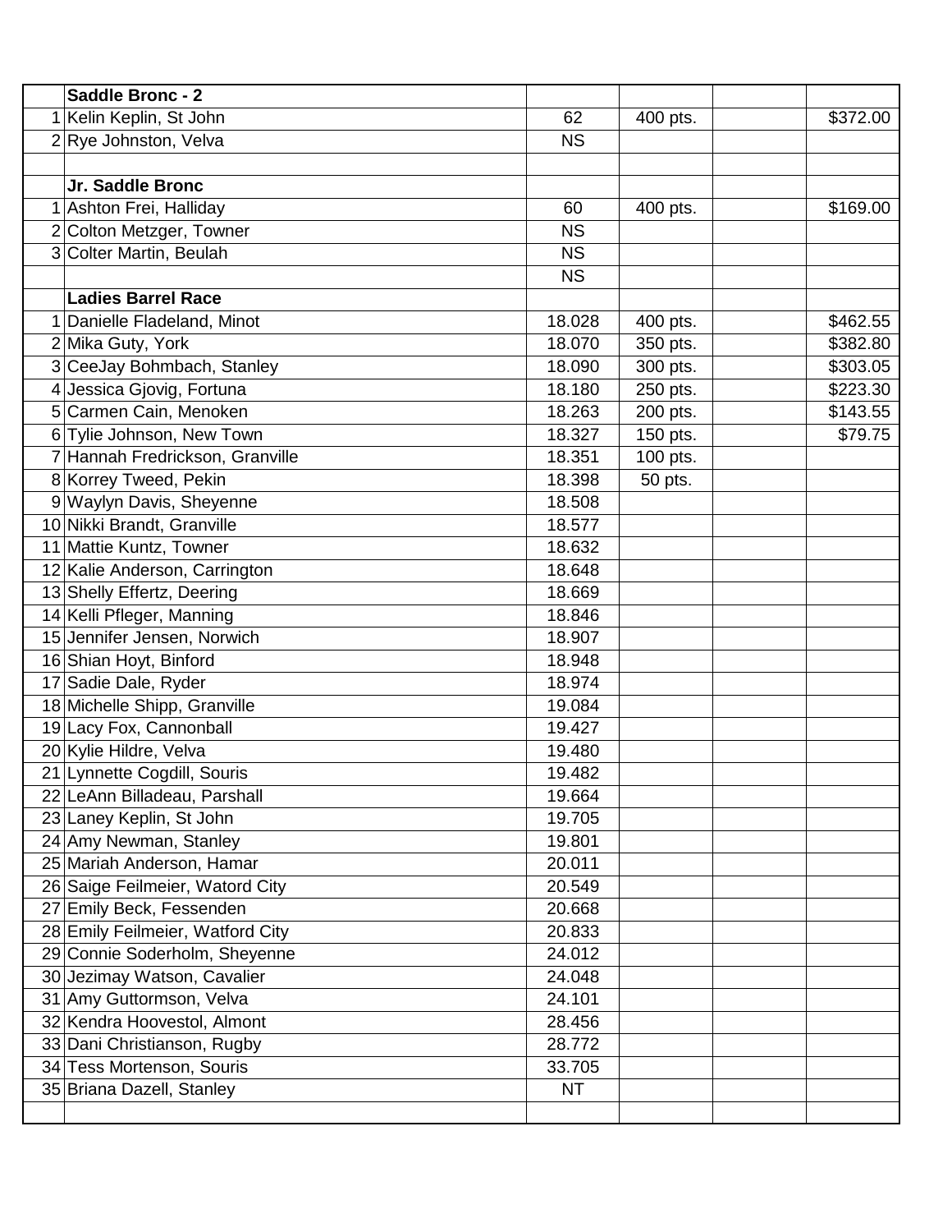| | | | | | |
|---|---|---|---|---|---|
| | **Saddle Bronc - 2** | | | | |
| 1 | Kelin Keplin, St John | 62 | 400 pts. | | $372.00 |
| 2 | Rye Johnston, Velva | NS | | | |
| | | | | | |
| | **Jr. Saddle Bronc** | | | | |
| 1 | Ashton Frei, Halliday | 60 | 400 pts. | | $169.00 |
| 2 | Colton Metzger, Towner | NS | | | |
| 3 | Colter Martin, Beulah | NS | | | |
| | | NS | | | |
| | **Ladies Barrel Race** | | | | |
| 1 | Danielle Fladeland, Minot | 18.028 | 400 pts. | | $462.55 |
| 2 | Mika Guty, York | 18.070 | 350 pts. | | $382.80 |
| 3 | CeeJay Bohmbach, Stanley | 18.090 | 300 pts. | | $303.05 |
| 4 | Jessica Gjovig, Fortuna | 18.180 | 250 pts. | | $223.30 |
| 5 | Carmen Cain, Menoken | 18.263 | 200 pts. | | $143.55 |
| 6 | Tylie Johnson, New Town | 18.327 | 150 pts. | | $79.75 |
| 7 | Hannah Fredrickson, Granville | 18.351 | 100 pts. | | |
| 8 | Korrey Tweed, Pekin | 18.398 | 50 pts. | | |
| 9 | Waylyn Davis, Sheyenne | 18.508 | | | |
| 10 | Nikki Brandt, Granville | 18.577 | | | |
| 11 | Mattie Kuntz, Towner | 18.632 | | | |
| 12 | Kalie Anderson, Carrington | 18.648 | | | |
| 13 | Shelly Effertz, Deering | 18.669 | | | |
| 14 | Kelli Pfleger, Manning | 18.846 | | | |
| 15 | Jennifer Jensen, Norwich | 18.907 | | | |
| 16 | Shian Hoyt, Binford | 18.948 | | | |
| 17 | Sadie Dale, Ryder | 18.974 | | | |
| 18 | Michelle Shipp, Granville | 19.084 | | | |
| 19 | Lacy Fox, Cannonball | 19.427 | | | |
| 20 | Kylie Hildre, Velva | 19.480 | | | |
| 21 | Lynnette Cogdill, Souris | 19.482 | | | |
| 22 | LeAnn Billadeau, Parshall | 19.664 | | | |
| 23 | Laney Keplin, St John | 19.705 | | | |
| 24 | Amy Newman, Stanley | 19.801 | | | |
| 25 | Mariah Anderson, Hamar | 20.011 | | | |
| 26 | Saige Feilmeier, Watord City | 20.549 | | | |
| 27 | Emily Beck, Fessenden | 20.668 | | | |
| 28 | Emily Feilmeier, Watford City | 20.833 | | | |
| 29 | Connie Soderholm, Sheyenne | 24.012 | | | |
| 30 | Jezimay Watson, Cavalier | 24.048 | | | |
| 31 | Amy Guttormson, Velva | 24.101 | | | |
| 32 | Kendra Hoovestol, Almont | 28.456 | | | |
| 33 | Dani Christianson, Rugby | 28.772 | | | |
| 34 | Tess Mortenson, Souris | 33.705 | | | |
| 35 | Briana Dazell, Stanley | NT | | | |
| | | | | | |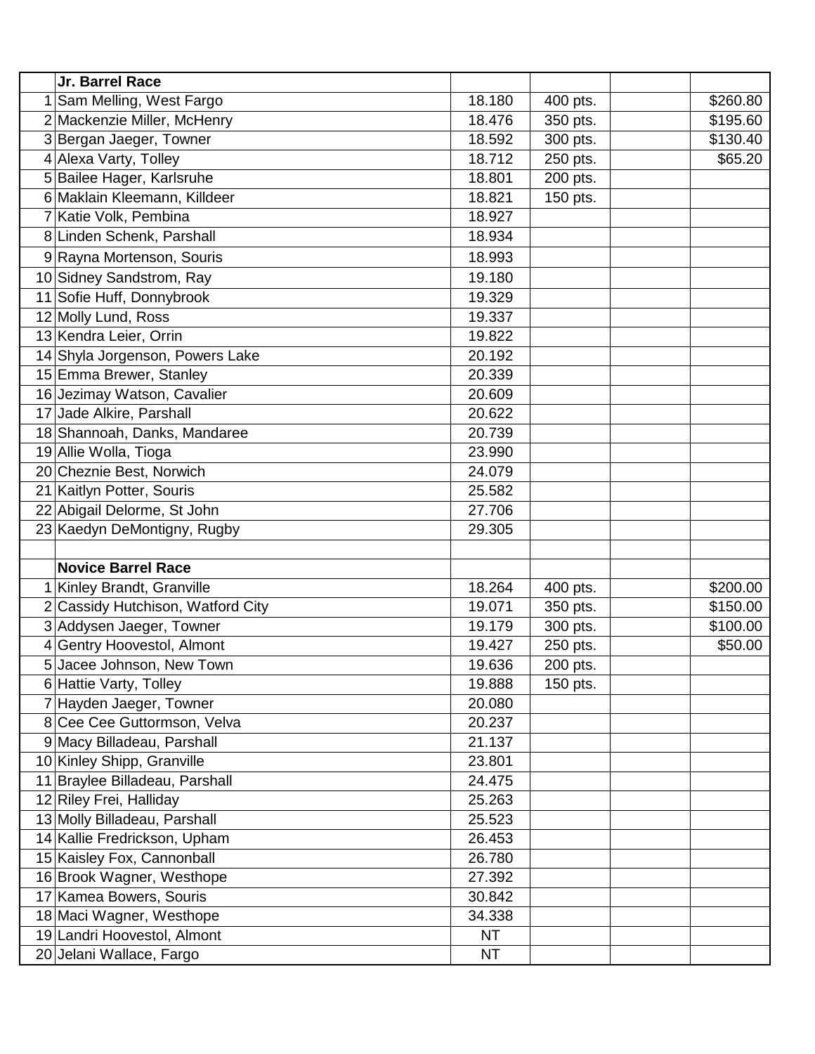| | Jr. Barrel Race | | | | |
|---|---|---|---|---|---|
| 1 | Sam Melling, West Fargo | 18.180 | 400 pts. | | $260.80 |
| 2 | Mackenzie Miller, McHenry | 18.476 | 350 pts. | | $195.60 |
| 3 | Bergan Jaeger, Towner | 18.592 | 300 pts. | | $130.40 |
| 4 | Alexa Varty, Tolley | 18.712 | 250 pts. | | $65.20 |
| 5 | Bailee Hager, Karlsruhe | 18.801 | 200 pts. | | |
| 6 | Maklain Kleemann, Killdeer | 18.821 | 150 pts. | | |
| 7 | Katie Volk, Pembina | 18.927 | | | |
| 8 | Linden Schenk, Parshall | 18.934 | | | |
| 9 | Rayna Mortenson, Souris | 18.993 | | | |
| 10 | Sidney Sandstrom, Ray | 19.180 | | | |
| 11 | Sofie Huff, Donnybrook | 19.329 | | | |
| 12 | Molly Lund, Ross | 19.337 | | | |
| 13 | Kendra Leier, Orrin | 19.822 | | | |
| 14 | Shyla Jorgenson, Powers Lake | 20.192 | | | |
| 15 | Emma Brewer, Stanley | 20.339 | | | |
| 16 | Jezimay Watson, Cavalier | 20.609 | | | |
| 17 | Jade Alkire, Parshall | 20.622 | | | |
| 18 | Shannoah, Danks, Mandaree | 20.739 | | | |
| 19 | Allie Wolla, Tioga | 23.990 | | | |
| 20 | Cheznie Best, Norwich | 24.079 | | | |
| 21 | Kaitlyn Potter, Souris | 25.582 | | | |
| 22 | Abigail Delorme, St John | 27.706 | | | |
| 23 | Kaedyn DeMontigny, Rugby | 29.305 | | | |
| | | | | | |
| | **Novice Barrel Race** | | | | |
| 1 | Kinley Brandt, Granville | 18.264 | 400 pts. | | $200.00 |
| 2 | Cassidy Hutchison, Watford City | 19.071 | 350 pts. | | $150.00 |
| 3 | Addysen Jaeger, Towner | 19.179 | 300 pts. | | $100.00 |
| 4 | Gentry Hoovestol, Almont | 19.427 | 250 pts. | | $50.00 |
| 5 | Jacee Johnson, New Town | 19.636 | 200 pts. | | |
| 6 | Hattie Varty, Tolley | 19.888 | 150 pts. | | |
| 7 | Hayden Jaeger, Towner | 20.080 | | | |
| 8 | Cee Cee Guttormson, Velva | 20.237 | | | |
| 9 | Macy Billadeau, Parshall | 21.137 | | | |
| 10 | Kinley Shipp, Granville | 23.801 | | | |
| 11 | Braylee Billadeau, Parshall | 24.475 | | | |
| 12 | Riley Frei, Halliday | 25.263 | | | |
| 13 | Molly Billadeau, Parshall | 25.523 | | | |
| 14 | Kallie Fredrickson, Upham | 26.453 | | | |
| 15 | Kaisley Fox, Cannonball | 26.780 | | | |
| 16 | Brook Wagner, Westhope | 27.392 | | | |
| 17 | Kamea Bowers, Souris | 30.842 | | | |
| 18 | Maci Wagner, Westhope | 34.338 | | | |
| 19 | Landri Hoovestol, Almont | NT | | | |
| 20 | Jelani Wallace, Fargo | NT | | | |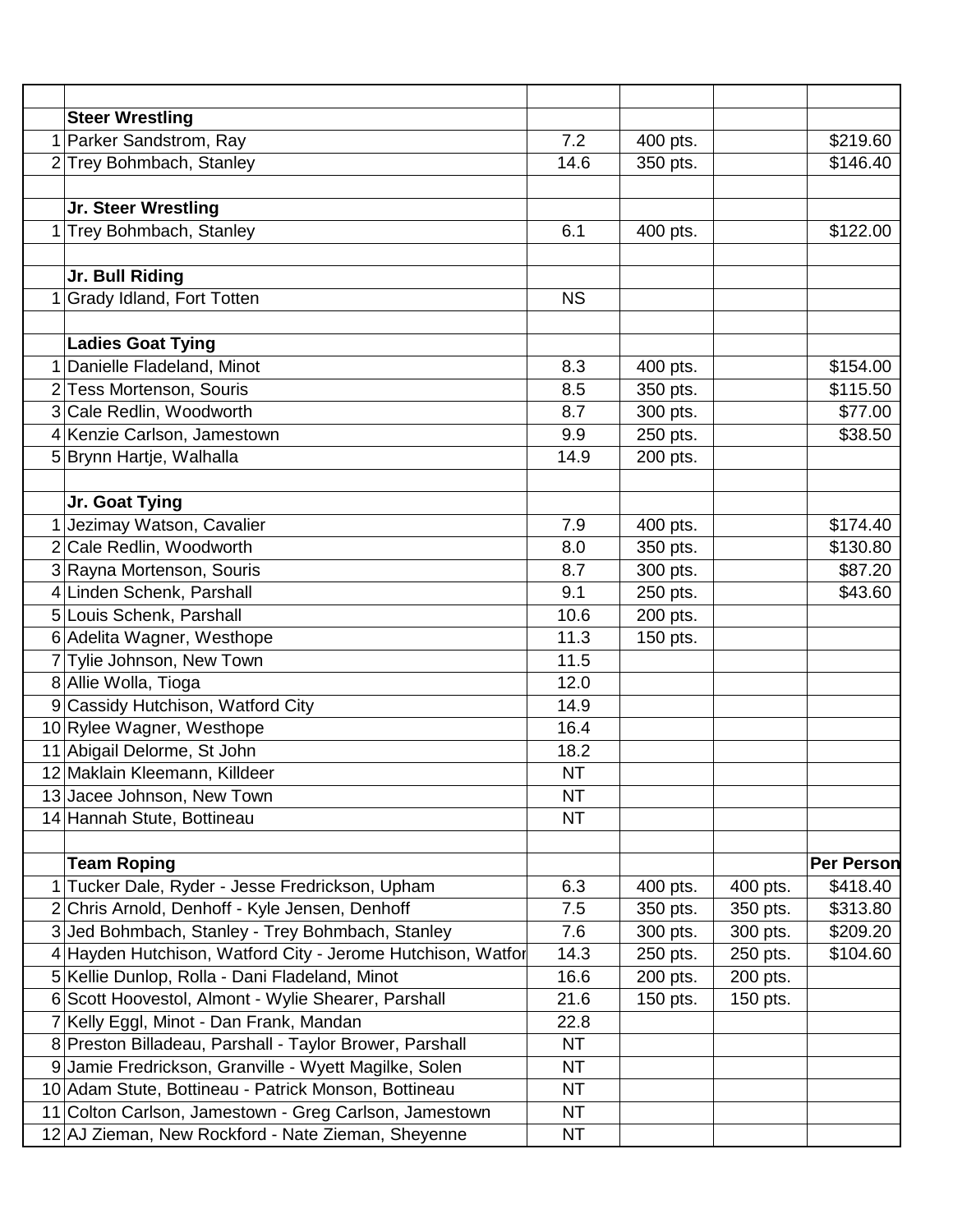| | | | | | |
|---|---|---|---|---|---|
| | **Steer Wrestling** | | | | |
| 1 | Parker Sandstrom, Ray | 7.2 | 400 pts. | | $219.60 |
| 2 | Trey Bohmbach, Stanley | 14.6 | 350 pts. | | $146.40 |
| | | | | | |
| | **Jr. Steer Wrestling** | | | | |
| 1 | Trey Bohmbach, Stanley | 6.1 | 400 pts. | | $122.00 |
| | | | | | |
| | **Jr. Bull Riding** | | | | |
| 1 | Grady Idland, Fort Totten | NS | | | |
| | | | | | |
| | **Ladies Goat Tying** | | | | |
| 1 | Danielle Fladeland, Minot | 8.3 | 400 pts. | | $154.00 |
| 2 | Tess Mortenson, Souris | 8.5 | 350 pts. | | $115.50 |
| 3 | Cale Redlin, Woodworth | 8.7 | 300 pts. | | $77.00 |
| 4 | Kenzie Carlson, Jamestown | 9.9 | 250 pts. | | $38.50 |
| 5 | Brynn Hartje, Walhalla | 14.9 | 200 pts. | | |
| | | | | | |
| | **Jr. Goat Tying** | | | | |
| 1 | Jezimay Watson, Cavalier | 7.9 | 400 pts. | | $174.40 |
| 2 | Cale Redlin, Woodworth | 8.0 | 350 pts. | | $130.80 |
| 3 | Rayna Mortenson, Souris | 8.7 | 300 pts. | | $87.20 |
| 4 | Linden Schenk, Parshall | 9.1 | 250 pts. | | $43.60 |
| 5 | Louis Schenk, Parshall | 10.6 | 200 pts. | | |
| 6 | Adelita Wagner, Westhope | 11.3 | 150 pts. | | |
| 7 | Tylie Johnson, New Town | 11.5 | | | |
| 8 | Allie Wolla, Tioga | 12.0 | | | |
| 9 | Cassidy Hutchison, Watford City | 14.9 | | | |
| 10 | Rylee Wagner, Westhope | 16.4 | | | |
| 11 | Abigail Delorme, St John | 18.2 | | | |
| 12 | Maklain Kleemann, Killdeer | NT | | | |
| 13 | Jacee Johnson, New Town | NT | | | |
| 14 | Hannah Stute, Bottineau | NT | | | |
| | | | | | |
| | **Team Roping** | | | | **Per Person** |
| 1 | Tucker Dale, Ryder - Jesse Fredrickson, Upham | 6.3 | 400 pts. | 400 pts. | $418.40 |
| 2 | Chris Arnold, Denhoff - Kyle Jensen, Denhoff | 7.5 | 350 pts. | 350 pts. | $313.80 |
| 3 | Jed Bohmbach, Stanley - Trey Bohmbach, Stanley | 7.6 | 300 pts. | 300 pts. | $209.20 |
| 4 | Hayden Hutchison, Watford City - Jerome Hutchison, Watfor | 14.3 | 250 pts. | 250 pts. | $104.60 |
| 5 | Kellie Dunlop, Rolla - Dani Fladeland, Minot | 16.6 | 200 pts. | 200 pts. | |
| 6 | Scott Hoovestol, Almont - Wylie Shearer, Parshall | 21.6 | 150 pts. | 150 pts. | |
| 7 | Kelly Eggl, Minot - Dan Frank, Mandan | 22.8 | | | |
| 8 | Preston Billadeau, Parshall - Taylor Brower, Parshall | NT | | | |
| 9 | Jamie Fredrickson, Granville - Wyett Magilke, Solen | NT | | | |
| 10 | Adam Stute, Bottineau - Patrick Monson, Bottineau | NT | | | |
| 11 | Colton Carlson, Jamestown - Greg Carlson, Jamestown | NT | | | |
| 12 | AJ Zieman, New Rockford - Nate Zieman, Sheyenne | NT | | | |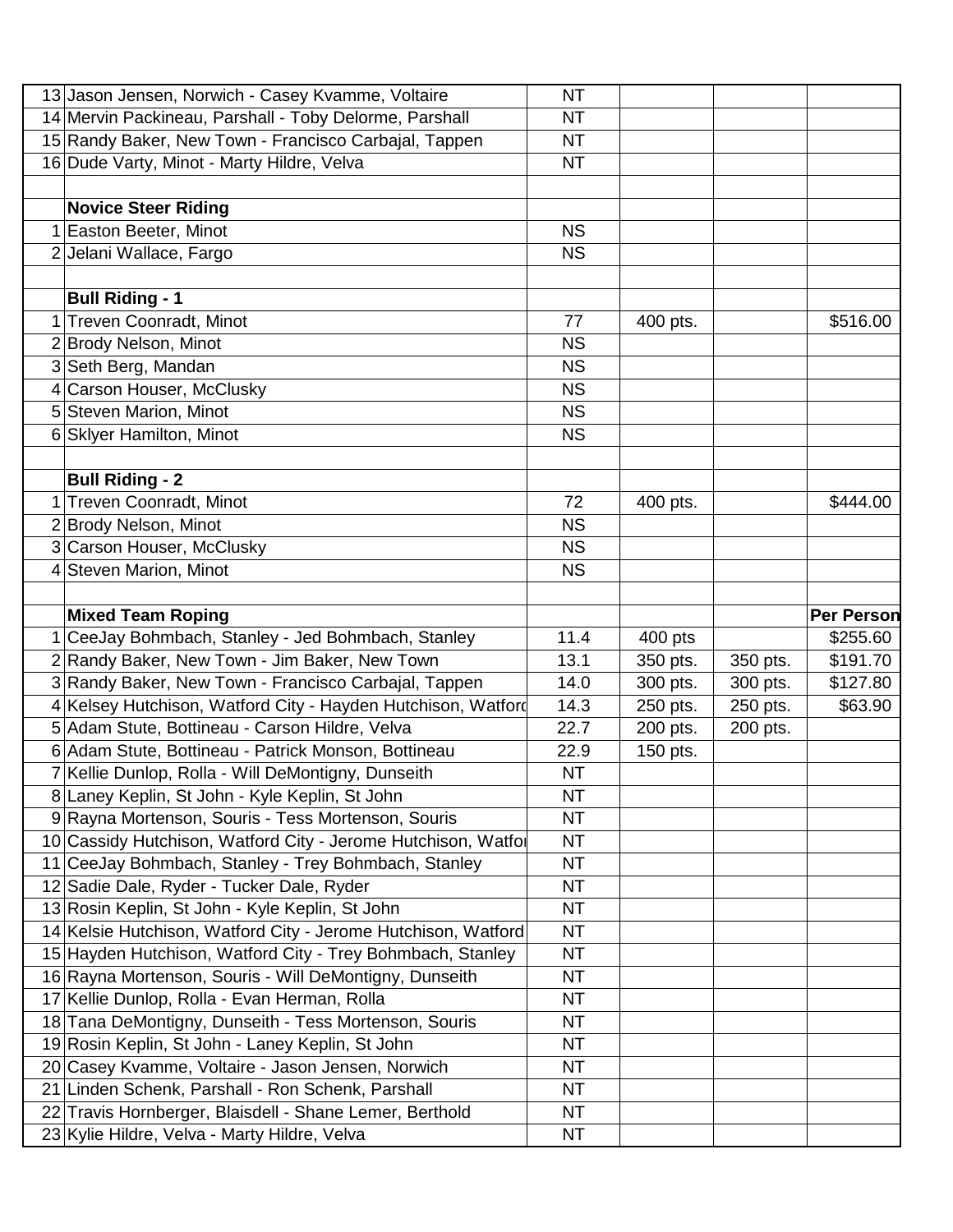| | | | | | |
|---|---|---|---|---|---|
| 13 | Jason Jensen, Norwich - Casey Kvamme, Voltaire | NT | | | |
| 14 | Mervin Packineau, Parshall - Toby Delorme, Parshall | NT | | | |
| 15 | Randy Baker, New Town - Francisco Carbajal, Tappen | NT | | | |
| 16 | Dude Varty, Minot - Marty Hildre, Velva | NT | | | |
| | | | | | |
| | **Novice Steer Riding** | | | | |
| 1 | Easton Beeter, Minot | NS | | | |
| 2 | Jelani Wallace, Fargo | NS | | | |
| | | | | | |
| | **Bull Riding - 1** | | | | |
| 1 | Treven Coonradt, Minot | 77 | 400 pts. | | $516.00 |
| 2 | Brody Nelson, Minot | NS | | | |
| 3 | Seth Berg, Mandan | NS | | | |
| 4 | Carson Houser, McClusky | NS | | | |
| 5 | Steven Marion, Minot | NS | | | |
| 6 | Sklyer Hamilton, Minot | NS | | | |
| | | | | | |
| | **Bull Riding - 2** | | | | |
| 1 | Treven Coonradt, Minot | 72 | 400 pts. | | $444.00 |
| 2 | Brody Nelson, Minot | NS | | | |
| 3 | Carson Houser, McClusky | NS | | | |
| 4 | Steven Marion, Minot | NS | | | |
| | | | | | |
| | **Mixed Team Roping** | | | | **Per Person** |
| 1 | CeeJay Bohmbach, Stanley - Jed Bohmbach, Stanley | 11.4 | 400 pts | | $255.60 |
| 2 | Randy Baker, New Town - Jim Baker, New Town | 13.1 | 350 pts. | 350 pts. | $191.70 |
| 3 | Randy Baker, New Town - Francisco Carbajal, Tappen | 14.0 | 300 pts. | 300 pts. | $127.80 |
| 4 | Kelsey Hutchison, Watford City - Hayden Hutchison, Watford | 14.3 | 250 pts. | 250 pts. | $63.90 |
| 5 | Adam Stute, Bottineau - Carson Hildre, Velva | 22.7 | 200 pts. | 200 pts. | |
| 6 | Adam Stute, Bottineau - Patrick Monson, Bottineau | 22.9 | 150 pts. | | |
| 7 | Kellie Dunlop, Rolla - Will DeMontigny, Dunseith | NT | | | |
| 8 | Laney Keplin, St John - Kyle Keplin, St John | NT | | | |
| 9 | Rayna Mortenson, Souris - Tess Mortenson, Souris | NT | | | |
| 10 | Cassidy Hutchison, Watford City - Jerome Hutchison, Watford | NT | | | |
| 11 | CeeJay Bohmbach, Stanley - Trey Bohmbach, Stanley | NT | | | |
| 12 | Sadie Dale, Ryder - Tucker Dale, Ryder | NT | | | |
| 13 | Rosin Keplin, St John - Kyle Keplin, St John | NT | | | |
| 14 | Kelsie Hutchison, Watford City - Jerome Hutchison, Watford | NT | | | |
| 15 | Hayden Hutchison, Watford City - Trey Bohmbach, Stanley | NT | | | |
| 16 | Rayna Mortenson, Souris - Will DeMontigny, Dunseith | NT | | | |
| 17 | Kellie Dunlop, Rolla - Evan Herman, Rolla | NT | | | |
| 18 | Tana DeMontigny, Dunseith - Tess Mortenson, Souris | NT | | | |
| 19 | Rosin Keplin, St John - Laney Keplin, St John | NT | | | |
| 20 | Casey Kvamme, Voltaire - Jason Jensen, Norwich | NT | | | |
| 21 | Linden Schenk, Parshall - Ron Schenk, Parshall | NT | | | |
| 22 | Travis Hornberger, Blaisdell - Shane Lemer, Berthold | NT | | | |
| 23 | Kylie Hildre, Velva - Marty Hildre, Velva | NT | | | |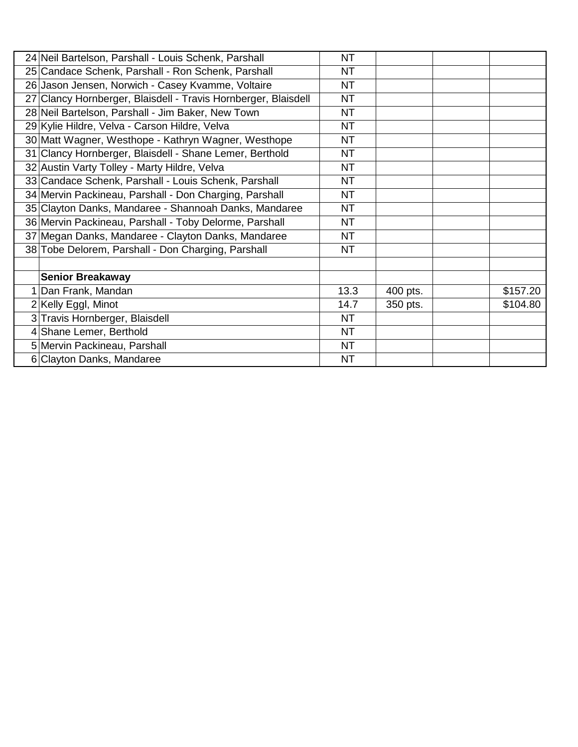| | | | | | |
|---|---|---|---|---|---|
| 24 | Neil Bartelson, Parshall - Louis Schenk, Parshall | NT | | | |
| 25 | Candace Schenk, Parshall - Ron Schenk, Parshall | NT | | | |
| 26 | Jason Jensen, Norwich - Casey Kvamme, Voltaire | NT | | | |
| 27 | Clancy Hornberger, Blaisdell - Travis Hornberger, Blaisdell | NT | | | |
| 28 | Neil Bartelson, Parshall - Jim Baker, New Town | NT | | | |
| 29 | Kylie Hildre, Velva - Carson Hildre, Velva | NT | | | |
| 30 | Matt Wagner, Westhope - Kathryn Wagner, Westhope | NT | | | |
| 31 | Clancy Hornberger, Blaisdell - Shane Lemer, Berthold | NT | | | |
| 32 | Austin Varty Tolley - Marty Hildre, Velva | NT | | | |
| 33 | Candace Schenk, Parshall - Louis Schenk, Parshall | NT | | | |
| 34 | Mervin Packineau, Parshall - Don Charging, Parshall | NT | | | |
| 35 | Clayton Danks, Mandaree - Shannoah Danks, Mandaree | NT | | | |
| 36 | Mervin Packineau, Parshall - Toby Delorme, Parshall | NT | | | |
| 37 | Megan Danks, Mandaree - Clayton Danks, Mandaree | NT | | | |
| 38 | Tobe Delorem, Parshall - Don Charging, Parshall | NT | | | |
| | | | | | |
| | **Senior Breakaway** | | | | |
| 1 | Dan Frank, Mandan | 13.3 | 400 pts. | | $157.20 |
| 2 | Kelly Eggl, Minot | 14.7 | 350 pts. | | $104.80 |
| 3 | Travis Hornberger, Blaisdell | NT | | | |
| 4 | Shane Lemer, Berthold | NT | | | |
| 5 | Mervin Packineau, Parshall | NT | | | |
| 6 | Clayton Danks, Mandaree | NT | | | |